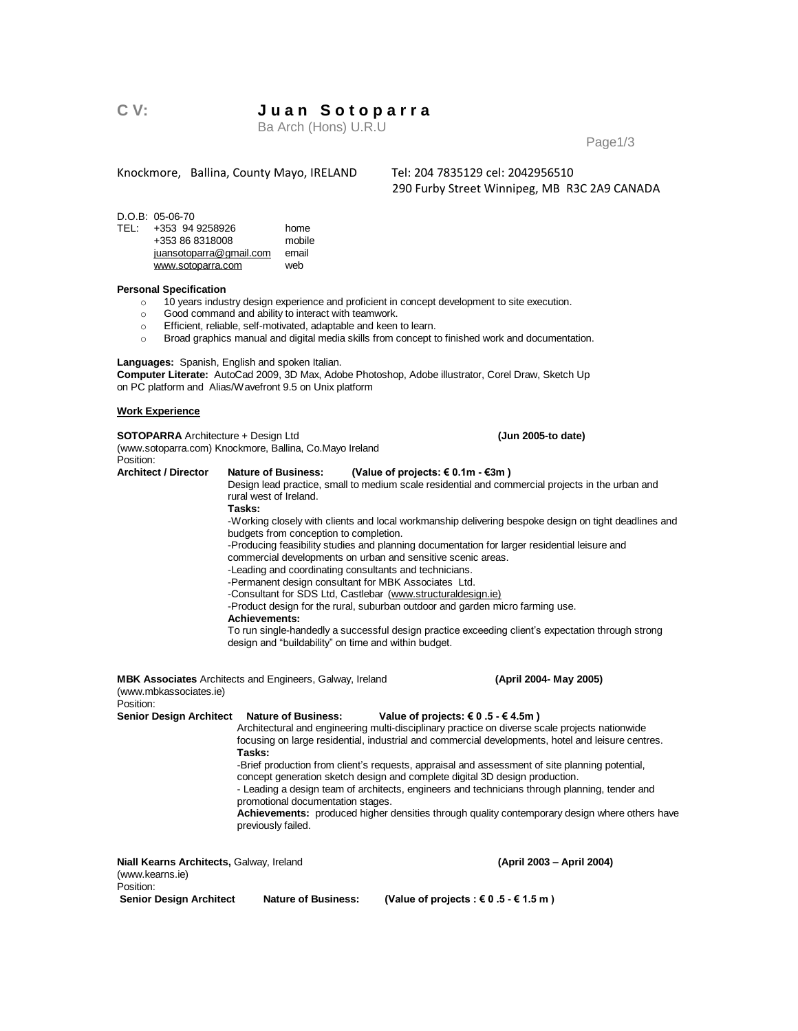# C V: Juan Sotoparra

Ba Arch (Hons) U.R.U

Knockmore, Ballina, County Mayo, IRELAND

Tel: 204 7835129 cel: 2042956510
290 Furby Street Winnipeg, MB R3C 2A9 CANADA

D.O.B: 05-06-70

| TEL: | | |
|---|---|---|
| | +353 94 9258926 | home |
| | +353 86 8318008 | mobile |
| | juansotoparra@gmail.com | email |
| | www.sotoparra.com | web |

**Personal Specification**

- 10 years industry design experience and proficient in concept development to site execution.
- Good command and ability to interact with teamwork.
- Efficient, reliable, self-motivated, adaptable and keen to learn.
- Broad graphics manual and digital media skills from concept to finished work and documentation.

**Languages:** Spanish, English and spoken Italian.
**Computer Literate:** AutoCad 2009, 3D Max, Adobe Photoshop, Adobe illustrator, Corel Draw, Sketch Up on PC platform and Alias/Wavefront 9.5 on Unix platform

**Work Experience**

**SOTOPARRA** Architecture + Design Ltd **(Jun 2005-to date)**
(www.sotoparra.com) Knockmore, Ballina, Co.Mayo Ireland
Position:
**Architect / Director** **Nature of Business:** **(Value of projects: € 0.1m - €3m )**

Design lead practice, small to medium scale residential and commercial projects in the urban and rural west of Ireland.

**Tasks:**

-Working closely with clients and local workmanship delivering bespoke design on tight deadlines and budgets from conception to completion.
-Producing feasibility studies and planning documentation for larger residential leisure and commercial developments on urban and sensitive scenic areas.
-Leading and coordinating consultants and technicians.
-Permanent design consultant for MBK Associates Ltd.
-Consultant for SDS Ltd, Castlebar (www.structuraldesign.ie)
-Product design for the rural, suburban outdoor and garden micro farming use.

**Achievements:**

To run single-handedly a successful design practice exceeding client's expectation through strong design and "buildability" on time and within budget.

**MBK Associates** Architects and Engineers, Galway, Ireland **(April 2004- May 2005)**
(www.mbkassociates.ie)
Position:
**Senior Design Architect** **Nature of Business:** **Value of projects: € 0 .5 - € 4.5m )**

Architectural and engineering multi-disciplinary practice on diverse scale projects nationwide focusing on large residential, industrial and commercial developments, hotel and leisure centres.

**Tasks:**

-Brief production from client's requests, appraisal and assessment of site planning potential, concept generation sketch design and complete digital 3D design production.
- Leading a design team of architects, engineers and technicians through planning, tender and promotional documentation stages.

**Achievements:** produced higher densities through quality contemporary design where others have previously failed.

**Niall Kearns Architects,** Galway, Ireland **(April 2003 – April 2004)**
(www.kearns.ie)
Position:
**Senior Design Architect** **Nature of Business:** **(Value of projects : € 0 .5 - € 1.5 m )**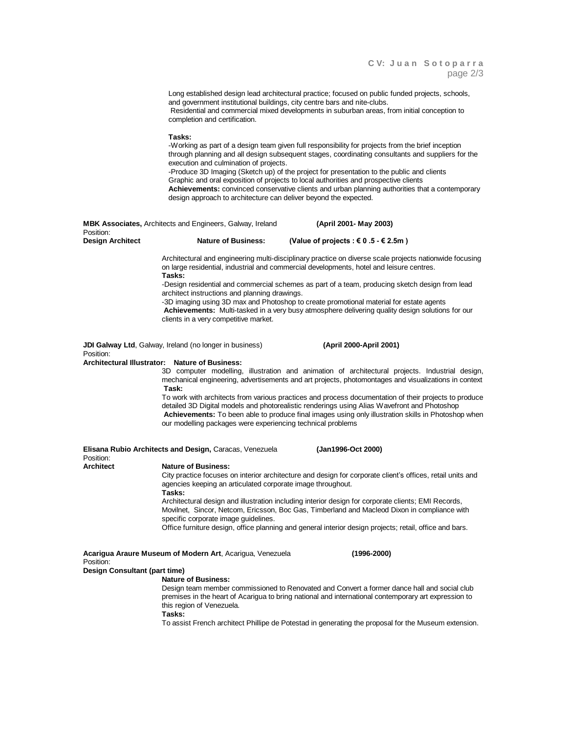Long established design lead architectural practice; focused on public funded projects, schools, and government institutional buildings, city centre bars and nite-clubs.
Residential and commercial mixed developments in suburban areas, from initial conception to completion and certification.

**Tasks:**
-Working as part of a design team given full responsibility for projects from the brief inception through planning and all design subsequent stages, coordinating consultants and suppliers for the execution and culmination of projects.
-Produce 3D Imaging (Sketch up) of the project for presentation to the public and clients
Graphic and oral exposition of projects to local authorities and prospective clients
**Achievements:** convinced conservative clients and urban planning authorities that a contemporary design approach to architecture can deliver beyond the expected.

**MBK Associates,** Architects and Engineers, Galway, Ireland **(April 2001- May 2003)**
Position:
**Design Architect** **Nature of Business:** **(Value of projects : € 0 .5 - € 2.5m )**

Architectural and engineering multi-disciplinary practice on diverse scale projects nationwide focusing on large residential, industrial and commercial developments, hotel and leisure centres.
**Tasks:**
-Design residential and commercial schemes as part of a team, producing sketch design from lead architect instructions and planning drawings.
-3D imaging using 3D max and Photoshop to create promotional material for estate agents
**Achievements:** Multi-tasked in a very busy atmosphere delivering quality design solutions for our clients in a very competitive market.

**JDI Galway Ltd**, Galway, Ireland (no longer in business) **(April 2000-April 2001)**
Position:
**Architectural Illustrator:** **Nature of Business:**
3D computer modelling, illustration and animation of architectural projects. Industrial design, mechanical engineering, advertisements and art projects, photomontages and visualizations in context
**Task:**
To work with architects from various practices and process documentation of their projects to produce detailed 3D Digital models and photorealistic renderings using Alias Wavefront and Photoshop
**Achievements:** To been able to produce final images using only illustration skills in Photoshop when our modelling packages were experiencing technical problems

**Elisana Rubio Architects and Design,** Caracas, Venezuela **(Jan1996-Oct 2000)**
Position:
**Architect** **Nature of Business:**
City practice focuses on interior architecture and design for corporate client's offices, retail units and agencies keeping an articulated corporate image throughout.
**Tasks:**
Architectural design and illustration including interior design for corporate clients; EMI Records, Movilnet, Sincor, Netcom, Ericsson, Boc Gas, Timberland and Macleod Dixon in compliance with specific corporate image guidelines.
Office furniture design, office planning and general interior design projects; retail, office and bars.

**Acarigua Araure Museum of Modern Art**, Acarigua, Venezuela **(1996-2000)**
Position:
**Design Consultant (part time)**
**Nature of Business:**
Design team member commissioned to Renovated and Convert a former dance hall and social club premises in the heart of Acarigua to bring national and international contemporary art expression to this region of Venezuela.
**Tasks:**
To assist French architect Phillipe de Potestad in generating the proposal for the Museum extension.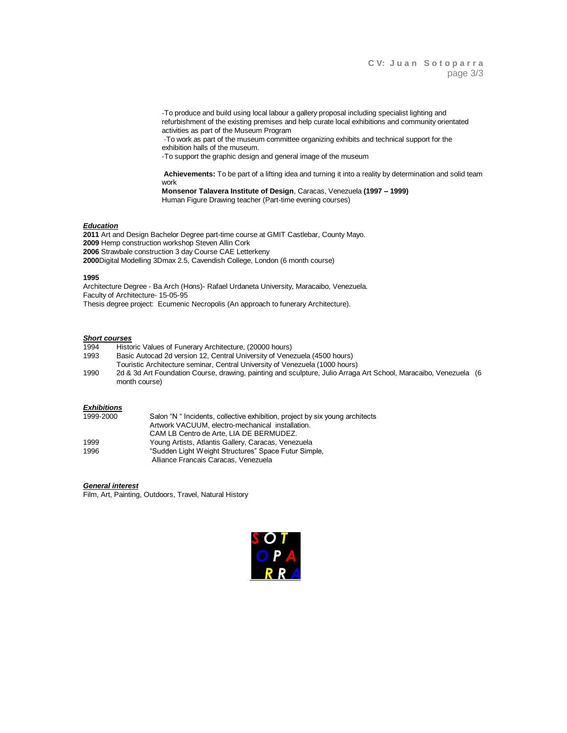-To produce and build using local labour a gallery proposal including specialist lighting and refurbishment of the existing premises and help curate local exhibitions and community orientated activities as part of the Museum Program

-To work as part of the museum committee organizing exhibits and technical support for the exhibition halls of the museum.

-To support the graphic design and general image of the museum

**Achievements:** To be part of a lifting idea and turning it into a reality by determination and solid team work

**Monsenor Talavera Institute of Design**, Caracas, Venezuela **(1997 – 1999)**
Human Figure Drawing teacher (Part-time evening courses)

***Education***

**2011** Art and Design Bachelor Degree part-time course at GMIT Castlebar, County Mayo.
**2009** Hemp construction workshop Steven Allin Cork
**2006** Strawbale construction 3 day Course CAE Letterkeny
**2000**Digital Modelling 3Dmax 2.5, Cavendish College, London (6 month course)

**1995**
Architecture Degree - Ba Arch (Hons)- Rafael Urdaneta University, Maracaibo, Venezuela.
Faculty of Architecture- 15-05-95
Thesis degree project: Ecumenic Necropolis (An approach to funerary Architecture).

***Short courses***

| | |
|---|---|
| 1994 | Historic Values of Funerary Architecture, (20000 hours) |
| 1993 | Basic Autocad 2d version 12, Central University of Venezuela (4500 hours) |
| | Touristic Architecture seminar, Central University of Venezuela (1000 hours) |
| 1990 | 2d & 3d Art Foundation Course, drawing, painting and sculpture, Julio Arraga Art School, Maracaibo, Venezuela (6 month course) |

***Exhibitions***

| | |
|---|---|
| 1999-2000 | Salon "N " Incidents, collective exhibition, project by six young architects |
| | Artwork VACUUM, electro-mechanical installation. |
| | CAM LB Centro de Arte, LIA DE BERMUDEZ. |
| 1999 | Young Artists, Atlantis Gallery, Caracas, Venezuela |
| 1996 | "Sudden Light Weight Structures" Space Futur Simple, |
| | Alliance Francais Caracas, Venezuela |

***General interest***

Film, Art, Painting, Outdoors, Travel, Natural History

SOT
OPA
RRA